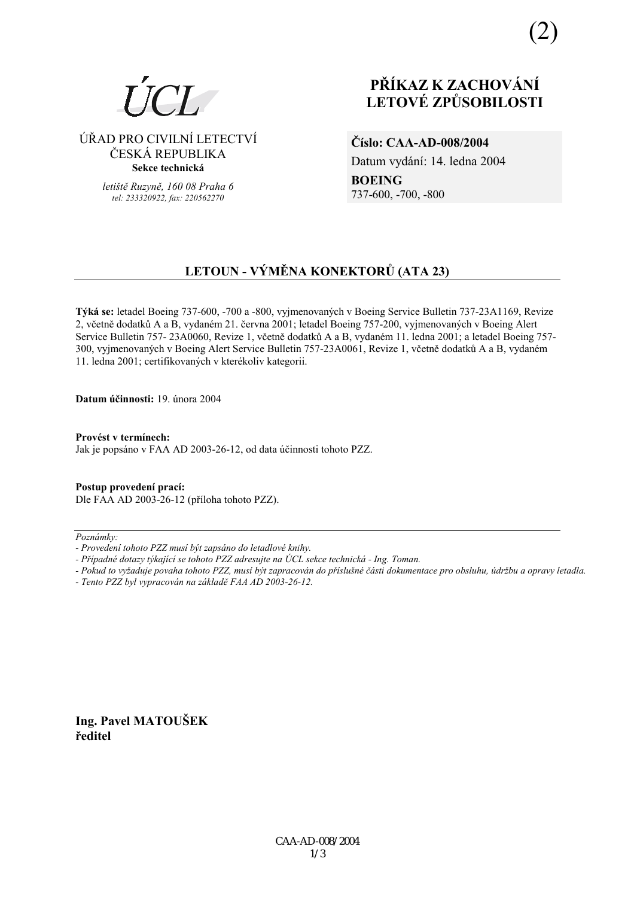(2)

ÚCL

ÚŘAD PRO CIVILNÍ LETECTVÍ
ČESKÁ REPUBLIKA
**Sekce technická**

*letiště Ruzyně, 160 08 Praha 6*
*tel: 233320922, fax: 220562270*

# PŘÍKAZ K ZACHOVÁNÍ LETOVÉ ZPŮSOBILOSTI

**Číslo: CAA-AD-008/2004**
Datum vydání: 14. ledna 2004
**BOEING**
737-600, -700, -800

## LETOUN - VÝMĚNA KONEKTORŮ (ATA 23)

**Týká se:** letadel Boeing 737-600, -700 a -800, vyjmenovaných v Boeing Service Bulletin 737-23A1169, Revize 2, včetně dodatků A a B, vydaném 21. června 2001; letadel Boeing 757-200, vyjmenovaných v Boeing Alert Service Bulletin 757- 23A0060, Revize 1, včetně dodatků A a B, vydaném 11. ledna 2001; a letadel Boeing 757-300, vyjmenovaných v Boeing Alert Service Bulletin 757-23A0061, Revize 1, včetně dodatků A a B, vydaném 11. ledna 2001; certifikovaných v kterékoliv kategorii.

**Datum účinnosti:** 19. února 2004

**Provést v termínech:**
Jak je popsáno v FAA AD 2003-26-12, od data účinnosti tohoto PZZ.

**Postup provedení prací:**
Dle FAA AD 2003-26-12 (příloha tohoto PZZ).

---

*Poznámky:*
*- Provedení tohoto PZZ musí být zapsáno do letadlové knihy.*
*- Případné dotazy týkající se tohoto PZZ adresujte na ÚCL sekce technická - Ing. Toman.*
*- Pokud to vyžaduje povaha tohoto PZZ, musí být zapracován do příslušné části dokumentace pro obsluhu, údržbu a opravy letadla.*
*- Tento PZZ byl vypracován na základě FAA AD 2003-26-12.*

**Ing. Pavel MATOUŠEK**
**ředitel**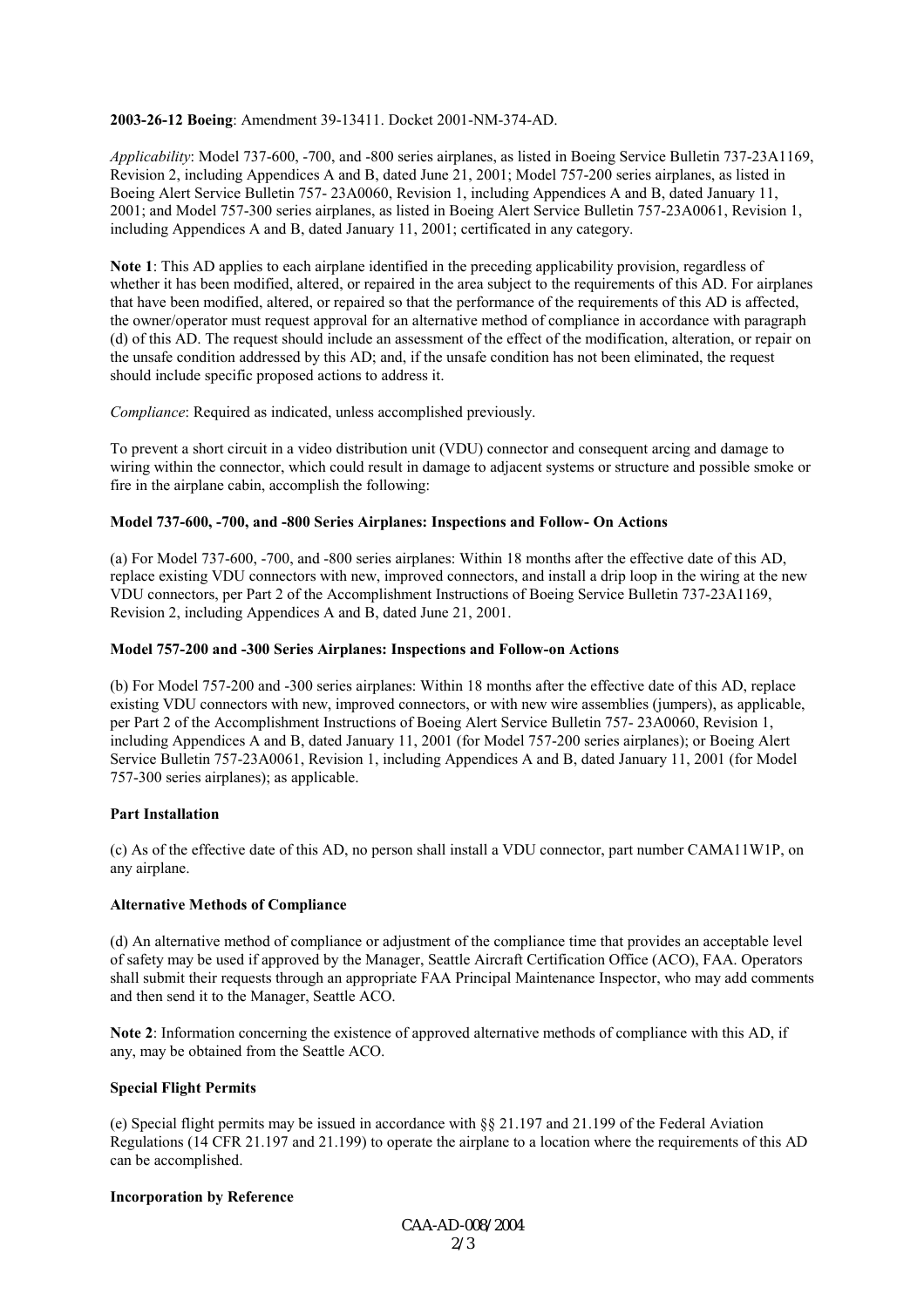**2003-26-12 Boeing**: Amendment 39-13411. Docket 2001-NM-374-AD.

*Applicability*: Model 737-600, -700, and -800 series airplanes, as listed in Boeing Service Bulletin 737-23A1169, Revision 2, including Appendices A and B, dated June 21, 2001; Model 757-200 series airplanes, as listed in Boeing Alert Service Bulletin 757- 23A0060, Revision 1, including Appendices A and B, dated January 11, 2001; and Model 757-300 series airplanes, as listed in Boeing Alert Service Bulletin 757-23A0061, Revision 1, including Appendices A and B, dated January 11, 2001; certificated in any category.

**Note 1**: This AD applies to each airplane identified in the preceding applicability provision, regardless of whether it has been modified, altered, or repaired in the area subject to the requirements of this AD. For airplanes that have been modified, altered, or repaired so that the performance of the requirements of this AD is affected, the owner/operator must request approval for an alternative method of compliance in accordance with paragraph (d) of this AD. The request should include an assessment of the effect of the modification, alteration, or repair on the unsafe condition addressed by this AD; and, if the unsafe condition has not been eliminated, the request should include specific proposed actions to address it.

*Compliance*: Required as indicated, unless accomplished previously.

To prevent a short circuit in a video distribution unit (VDU) connector and consequent arcing and damage to wiring within the connector, which could result in damage to adjacent systems or structure and possible smoke or fire in the airplane cabin, accomplish the following:

**Model 737-600, -700, and -800 Series Airplanes: Inspections and Follow- On Actions**

(a) For Model 737-600, -700, and -800 series airplanes: Within 18 months after the effective date of this AD, replace existing VDU connectors with new, improved connectors, and install a drip loop in the wiring at the new VDU connectors, per Part 2 of the Accomplishment Instructions of Boeing Service Bulletin 737-23A1169, Revision 2, including Appendices A and B, dated June 21, 2001.

**Model 757-200 and -300 Series Airplanes: Inspections and Follow-on Actions**

(b) For Model 757-200 and -300 series airplanes: Within 18 months after the effective date of this AD, replace existing VDU connectors with new, improved connectors, or with new wire assemblies (jumpers), as applicable, per Part 2 of the Accomplishment Instructions of Boeing Alert Service Bulletin 757- 23A0060, Revision 1, including Appendices A and B, dated January 11, 2001 (for Model 757-200 series airplanes); or Boeing Alert Service Bulletin 757-23A0061, Revision 1, including Appendices A and B, dated January 11, 2001 (for Model 757-300 series airplanes); as applicable.

**Part Installation**

(c) As of the effective date of this AD, no person shall install a VDU connector, part number CAMA11W1P, on any airplane.

**Alternative Methods of Compliance**

(d) An alternative method of compliance or adjustment of the compliance time that provides an acceptable level of safety may be used if approved by the Manager, Seattle Aircraft Certification Office (ACO), FAA. Operators shall submit their requests through an appropriate FAA Principal Maintenance Inspector, who may add comments and then send it to the Manager, Seattle ACO.

**Note 2**: Information concerning the existence of approved alternative methods of compliance with this AD, if any, may be obtained from the Seattle ACO.

**Special Flight Permits**

(e) Special flight permits may be issued in accordance with §§ 21.197 and 21.199 of the Federal Aviation Regulations (14 CFR 21.197 and 21.199) to operate the airplane to a location where the requirements of this AD can be accomplished.

**Incorporation by Reference**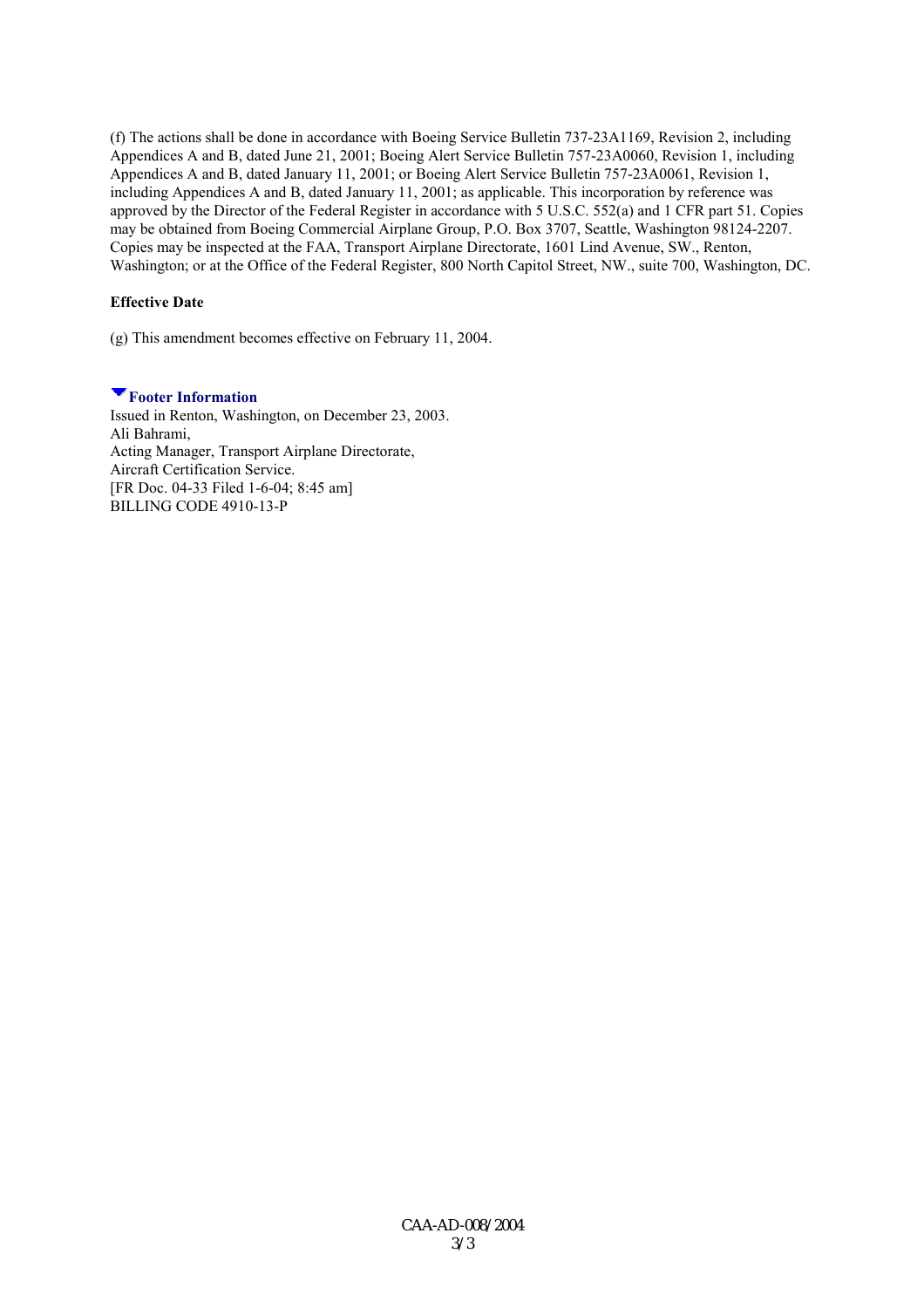(f) The actions shall be done in accordance with Boeing Service Bulletin 737-23A1169, Revision 2, including Appendices A and B, dated June 21, 2001; Boeing Alert Service Bulletin 757-23A0060, Revision 1, including Appendices A and B, dated January 11, 2001; or Boeing Alert Service Bulletin 757-23A0061, Revision 1, including Appendices A and B, dated January 11, 2001; as applicable. This incorporation by reference was approved by the Director of the Federal Register in accordance with 5 U.S.C. 552(a) and 1 CFR part 51. Copies may be obtained from Boeing Commercial Airplane Group, P.O. Box 3707, Seattle, Washington 98124-2207. Copies may be inspected at the FAA, Transport Airplane Directorate, 1601 Lind Avenue, SW., Renton, Washington; or at the Office of the Federal Register, 800 North Capitol Street, NW., suite 700, Washington, DC.

**Effective Date**

(g) This amendment becomes effective on February 11, 2004.

**Footer Information**

Issued in Renton, Washington, on December 23, 2003.
Ali Bahrami,
Acting Manager, Transport Airplane Directorate,
Aircraft Certification Service.
[FR Doc. 04-33 Filed 1-6-04; 8:45 am]
BILLING CODE 4910-13-P

CAA-AD-008/2004